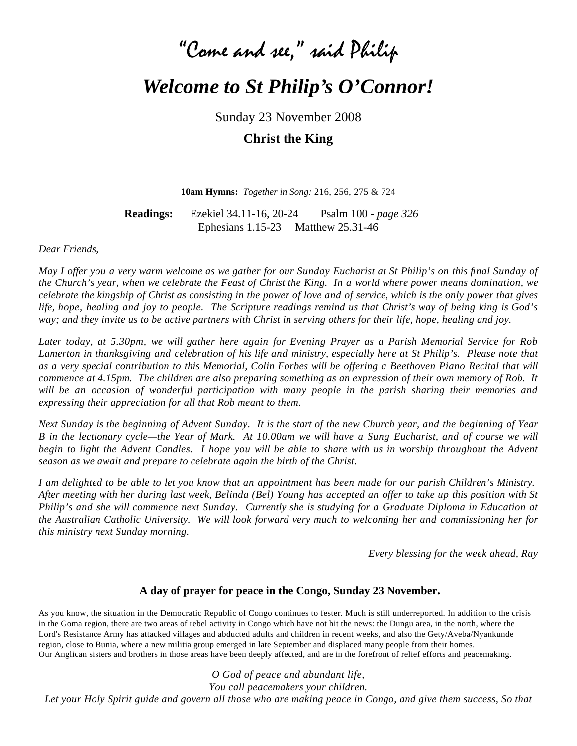# *"Come and see," said Philip*

# *Welcome to St Philip's O'Connor!*

Sunday 23 November 2008

**Christ the King**

**10am Hymns:** *Together in Song:* 216, 256, 275 & 724

**Readings:** Ezekiel 34.11-16, 20-24 Psalm 100 - *page 326*
Ephesians 1.15-23 Matthew 25.31-46

*Dear Friends,*

*May I offer you a very warm welcome as we gather for our Sunday Eucharist at St Philip's on this final Sunday of the Church's year, when we celebrate the Feast of Christ the King. In a world where power means domination, we celebrate the kingship of Christ as consisting in the power of love and of service, which is the only power that gives life, hope, healing and joy to people. The Scripture readings remind us that Christ's way of being king is God's way; and they invite us to be active partners with Christ in serving others for their life, hope, healing and joy.*

*Later today, at 5.30pm, we will gather here again for Evening Prayer as a Parish Memorial Service for Rob Lamerton in thanksgiving and celebration of his life and ministry, especially here at St Philip's. Please note that as a very special contribution to this Memorial, Colin Forbes will be offering a Beethoven Piano Recital that will commence at 4.15pm. The children are also preparing something as an expression of their own memory of Rob. It will be an occasion of wonderful participation with many people in the parish sharing their memories and expressing their appreciation for all that Rob meant to them.*

*Next Sunday is the beginning of Advent Sunday. It is the start of the new Church year, and the beginning of Year B in the lectionary cycle—the Year of Mark. At 10.00am we will have a Sung Eucharist, and of course we will begin to light the Advent Candles. I hope you will be able to share with us in worship throughout the Advent season as we await and prepare to celebrate again the birth of the Christ.*

*I am delighted to be able to let you know that an appointment has been made for our parish Children's Ministry. After meeting with her during last week, Belinda (Bel) Young has accepted an offer to take up this position with St Philip's and she will commence next Sunday. Currently she is studying for a Graduate Diploma in Education at the Australian Catholic University. We will look forward very much to welcoming her and commissioning her for this ministry next Sunday morning.*

*Every blessing for the week ahead, Ray*

### A day of prayer for peace in the Congo, Sunday 23 November.

As you know, the situation in the Democratic Republic of Congo continues to fester. Much is still underreported. In addition to the crisis in the Goma region, there are two areas of rebel activity in Congo which have not hit the news: the Dungu area, in the north, where the Lord's Resistance Army has attacked villages and abducted adults and children in recent weeks, and also the Gety/Aveba/Nyankunde region, close to Bunia, where a new militia group emerged in late September and displaced many people from their homes.
Our Anglican sisters and brothers in those areas have been deeply affected, and are in the forefront of relief efforts and peacemaking.

*O God of peace and abundant life,*
*You call peacemakers your children.*
*Let your Holy Spirit guide and govern all those who are making peace in Congo, and give them success, So that*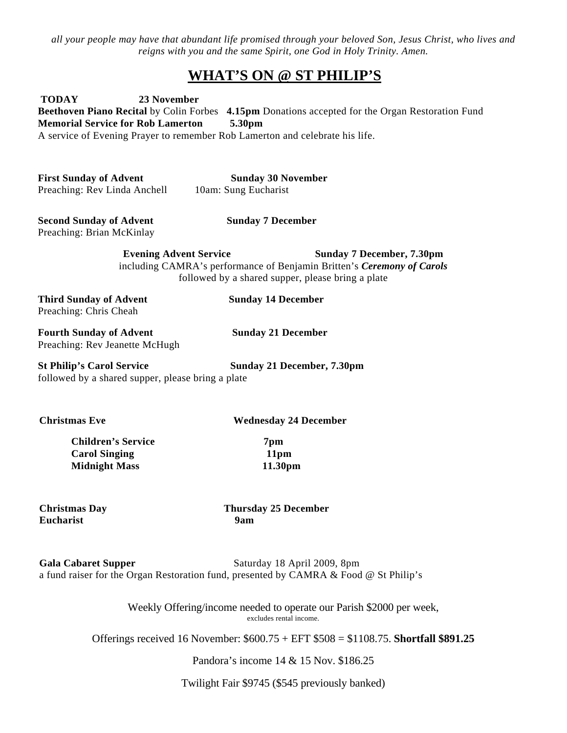*all your people may have that abundant life promised through your beloved Son, Jesus Christ, who lives and reigns with you and the same Spirit, one God in Holy Trinity. Amen.*

# WHAT'S ON @ ST PHILIP'S

**TODAY 23 November**

**Beethoven Piano Recital** by Colin Forbes **4.15pm** Donations accepted for the Organ Restoration Fund

**Memorial Service for Rob Lamerton 5.30pm**

A service of Evening Prayer to remember Rob Lamerton and celebrate his life.

**First Sunday of Advent** **Sunday 30 November**

Preaching: Rev Linda Anchell 10am: Sung Eucharist

**Second Sunday of Advent** **Sunday 7 December**

Preaching: Brian McKinlay

**Evening Advent Service** **Sunday 7 December, 7.30pm**

including CAMRA's performance of Benjamin Britten's ***Ceremony of Carols***

followed by a shared supper, please bring a plate

**Third Sunday of Advent** **Sunday 14 December**

Preaching: Chris Cheah

**Fourth Sunday of Advent** **Sunday 21 December**

Preaching: Rev Jeanette McHugh

**St Philip's Carol Service** **Sunday 21 December, 7.30pm**

followed by a shared supper, please bring a plate

**Christmas Eve** **Wednesday 24 December**

- **Children's Service** **7pm**
- **Carol Singing** **11pm**
- **Midnight Mass** **11.30pm**

**Christmas Day** **Thursday 25 December**

**Eucharist** **9am**

**Gala Cabaret Supper** Saturday 18 April 2009, 8pm

a fund raiser for the Organ Restoration fund, presented by CAMRA & Food @ St Philip's

Weekly Offering/income needed to operate our Parish $2000 per week,
excludes rental income.

Offerings received 16 November: $600.75 + EFT $508 = $1108.75. **Shortfall $891.25**

Pandora's income 14 & 15 Nov. $186.25

Twilight Fair $9745 ($545 previously banked)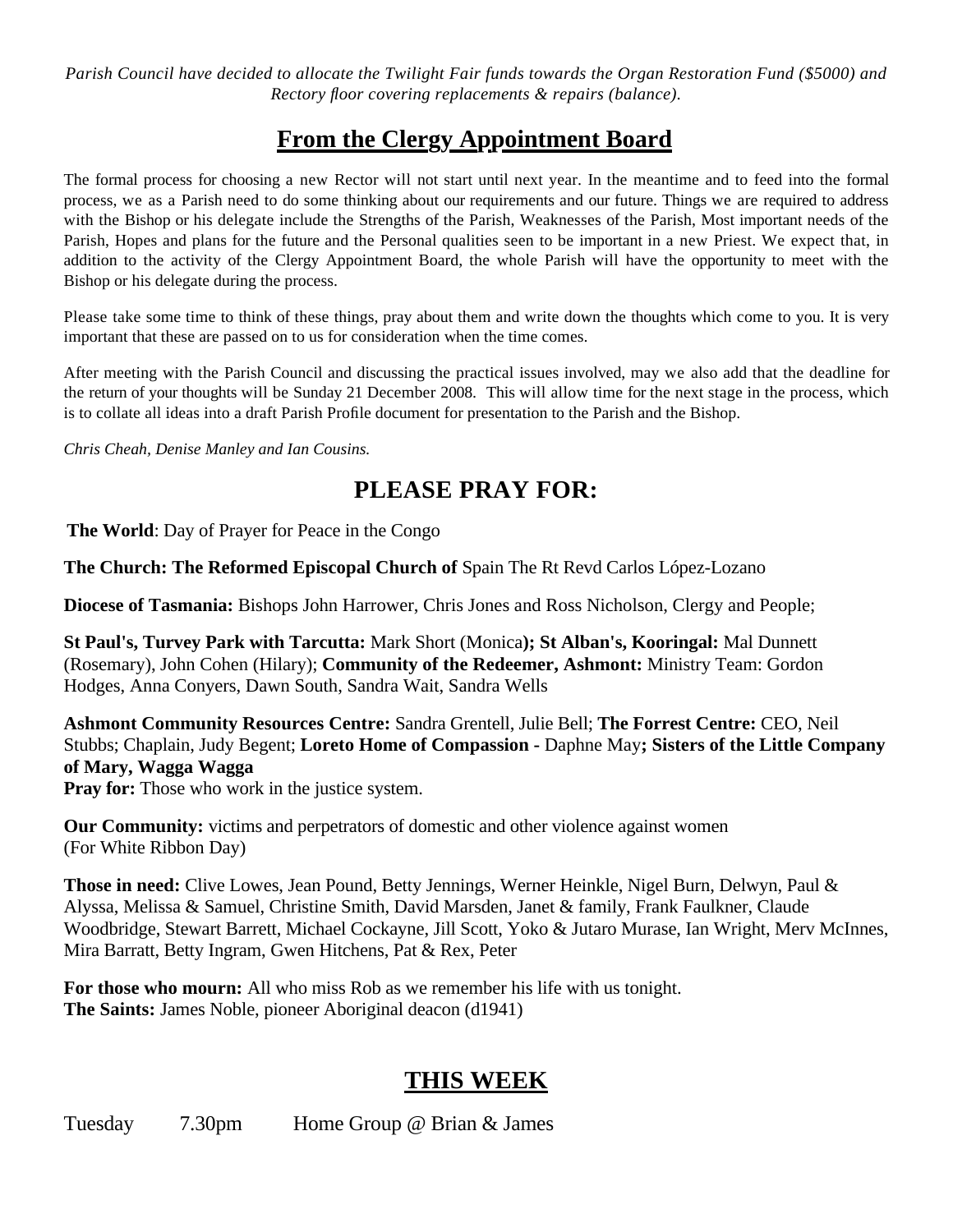*Parish Council have decided to allocate the Twilight Fair funds towards the Organ Restoration Fund ($5000) and Rectory floor covering replacements & repairs (balance).*

## From the Clergy Appointment Board

The formal process for choosing a new Rector will not start until next year. In the meantime and to feed into the formal process, we as a Parish need to do some thinking about our requirements and our future. Things we are required to address with the Bishop or his delegate include the Strengths of the Parish, Weaknesses of the Parish, Most important needs of the Parish, Hopes and plans for the future and the Personal qualities seen to be important in a new Priest. We expect that, in addition to the activity of the Clergy Appointment Board, the whole Parish will have the opportunity to meet with the Bishop or his delegate during the process.

Please take some time to think of these things, pray about them and write down the thoughts which come to you. It is very important that these are passed on to us for consideration when the time comes.

After meeting with the Parish Council and discussing the practical issues involved, may we also add that the deadline for the return of your thoughts will be Sunday 21 December 2008. This will allow time for the next stage in the process, which is to collate all ideas into a draft Parish Profile document for presentation to the Parish and the Bishop.

*Chris Cheah, Denise Manley and Ian Cousins.*

## PLEASE PRAY FOR:

**The World**: Day of Prayer for Peace in the Congo

**The Church: The Reformed Episcopal Church of** Spain The Rt Revd Carlos López-Lozano

**Diocese of Tasmania:** Bishops John Harrower, Chris Jones and Ross Nicholson, Clergy and People;

**St Paul's, Turvey Park with Tarcutta:** Mark Short (Monica**); St Alban's, Kooringal:** Mal Dunnett (Rosemary), John Cohen (Hilary); **Community of the Redeemer, Ashmont:** Ministry Team: Gordon Hodges, Anna Conyers, Dawn South, Sandra Wait, Sandra Wells

**Ashmont Community Resources Centre:** Sandra Grentell, Julie Bell; **The Forrest Centre:** CEO, Neil Stubbs; Chaplain, Judy Begent; **Loreto Home of Compassion -** Daphne May**; Sisters of the Little Company of Mary, Wagga Wagga**
**Pray for:** Those who work in the justice system.

**Our Community:** victims and perpetrators of domestic and other violence against women (For White Ribbon Day)

**Those in need:** Clive Lowes, Jean Pound, Betty Jennings, Werner Heinkle, Nigel Burn, Delwyn, Paul & Alyssa, Melissa & Samuel, Christine Smith, David Marsden, Janet & family, Frank Faulkner, Claude Woodbridge, Stewart Barrett, Michael Cockayne, Jill Scott, Yoko & Jutaro Murase, Ian Wright, Merv McInnes, Mira Barratt, Betty Ingram, Gwen Hitchens, Pat & Rex, Peter

**For those who mourn:** All who miss Rob as we remember his life with us tonight.
**The Saints:** James Noble, pioneer Aboriginal deacon (d1941)

## THIS WEEK

Tuesday 7.30pm Home Group @ Brian & James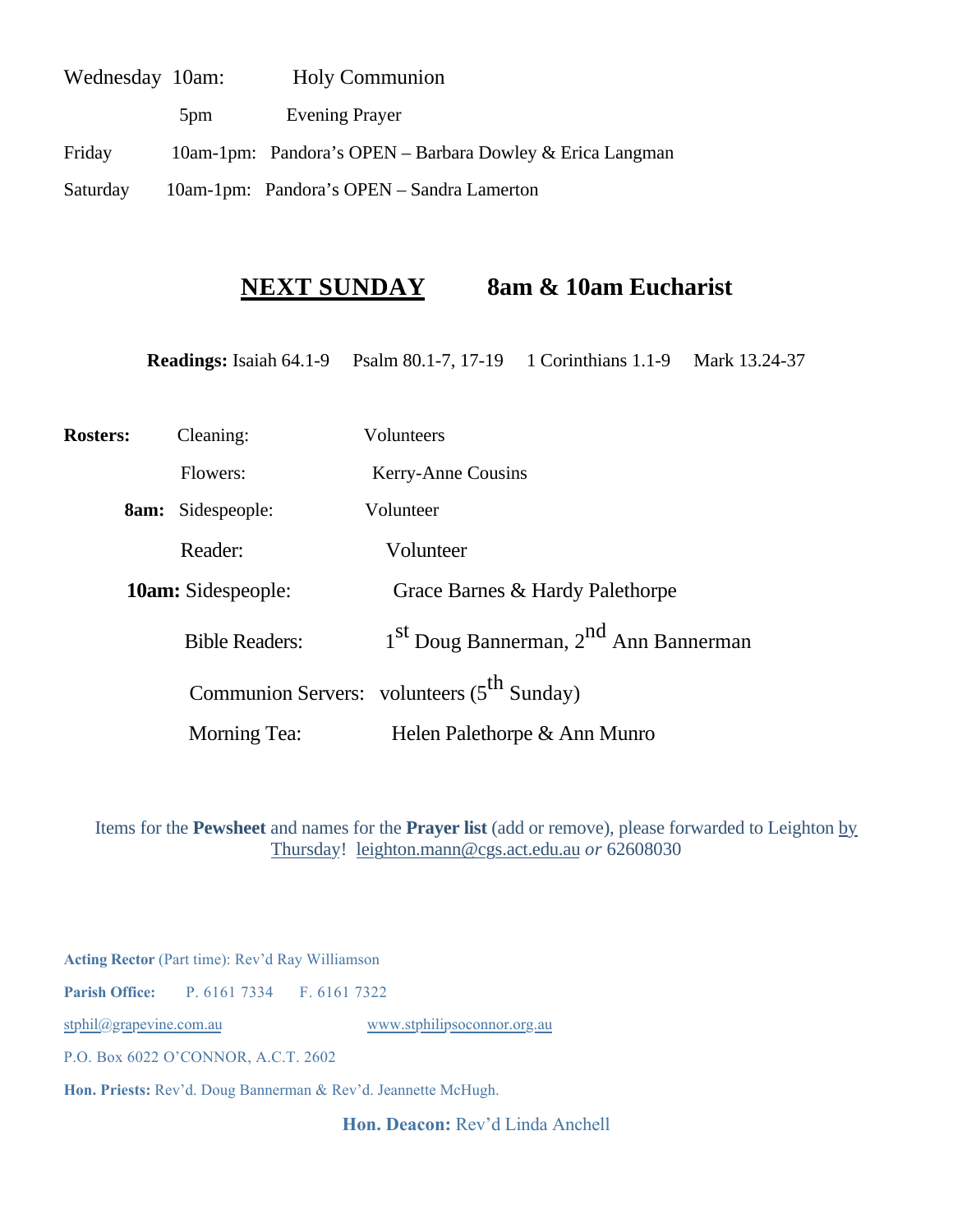Wednesday 10am: Holy Communion

5pm Evening Prayer

Friday 10am-1pm: Pandora's OPEN – Barbara Dowley & Erica Langman

Saturday 10am-1pm: Pandora's OPEN – Sandra Lamerton

## NEXT SUNDAY 8am & 10am Eucharist

**Readings:** Isaiah 64.1-9 Psalm 80.1-7, 17-19 1 Corinthians 1.1-9 Mark 13.24-37

**Rosters:**

| | | |
|---|---|---|
| | Cleaning: | Volunteers |
| | Flowers: | Kerry-Anne Cousins |
| **8am:** | Sidespeople: | Volunteer |
| | Reader: | Volunteer |
| **10am:** | Sidespeople: | Grace Barnes & Hardy Palethorpe |
| | Bible Readers: | 1st Doug Bannerman, 2nd Ann Bannerman |
| | Communion Servers: | volunteers (5th Sunday) |
| | Morning Tea: | Helen Palethorpe & Ann Munro |

Items for the **Pewsheet** and names for the **Prayer list** (add or remove), please forwarded to Leighton by Thursday! leighton.mann@cgs.act.edu.au *or* 62608030

**Acting Rector** (Part time): Rev'd Ray Williamson

**Parish Office:** P. 6161 7334 F. 6161 7322

stphil@grapevine.com.au www.stphilipsoconnor.org.au

P.O. Box 6022 O'CONNOR, A.C.T. 2602

**Hon. Priests:** Rev'd. Doug Bannerman & Rev'd. Jeannette McHugh.

**Hon. Deacon:** Rev'd Linda Anchell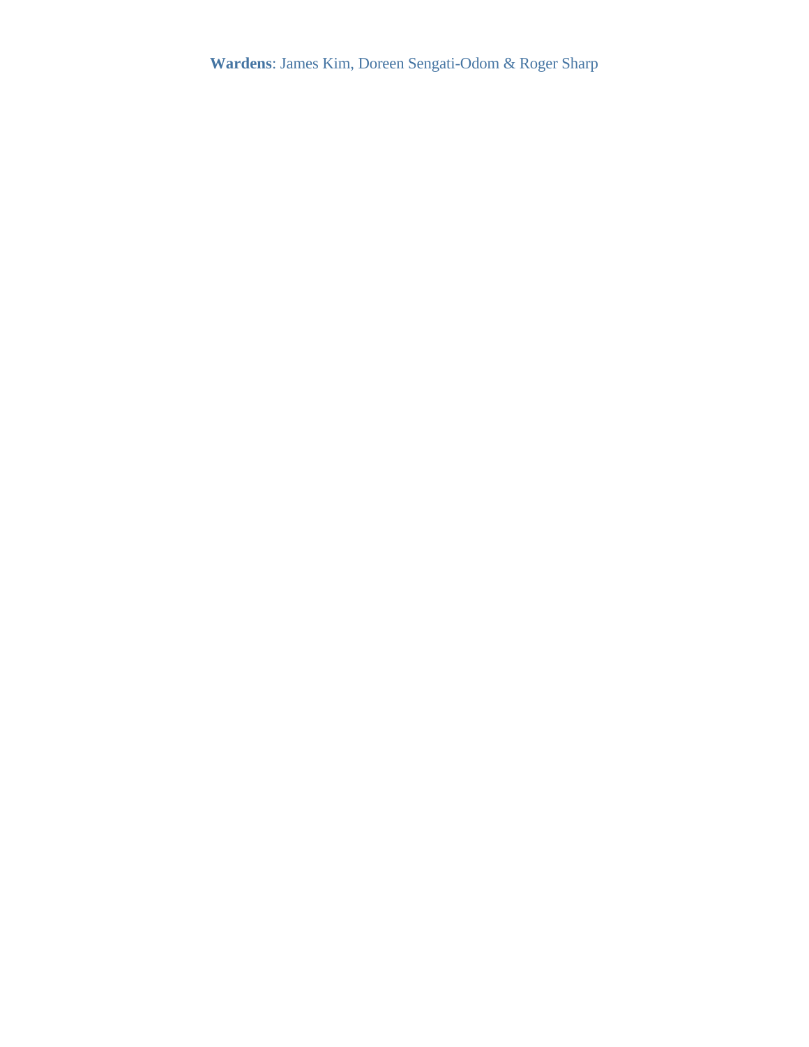**Wardens**: James Kim, Doreen Sengati-Odom & Roger Sharp